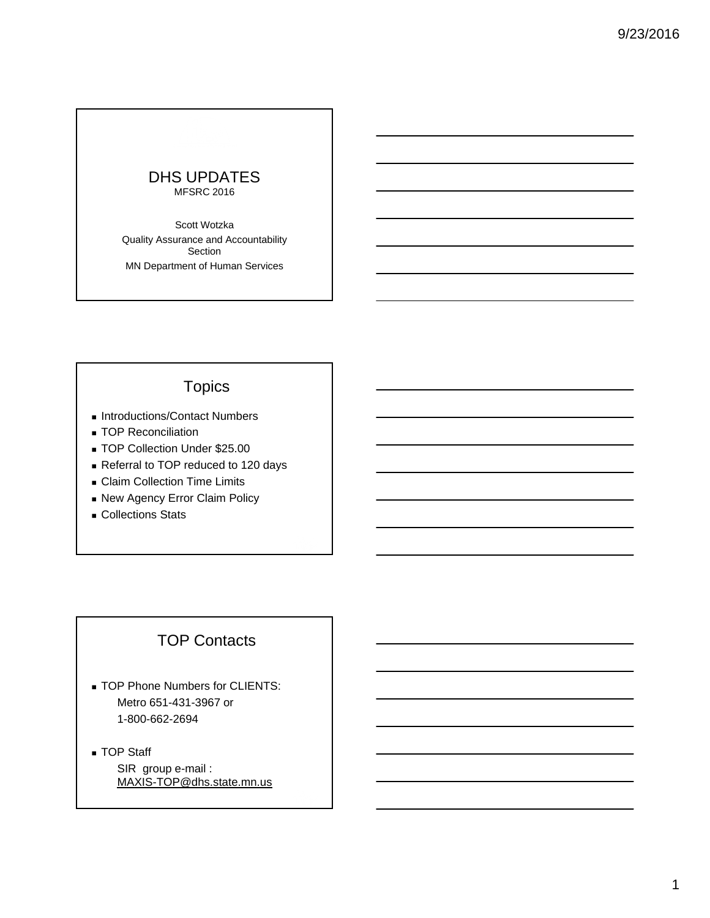# DHS UPDATES

MFSRC 2016

Scott Wotzka

Quality Assurance and Accountability Section

MN Department of Human Services

## Topics

- Introductions/Contact Numbers
- TOP Reconciliation
- TOP Collection Under $25.00
- Referral to TOP reduced to 120 days
- Claim Collection Time Limits
- New Agency Error Claim Policy
- Collections Stats

## TOP Contacts

- TOP Phone Numbers for CLIENTS:
  Metro 651-431-3967 or
  1-800-662-2694
- TOP Staff
  SIR group e-mail :
  MAXIS-TOP@dhs.state.mn.us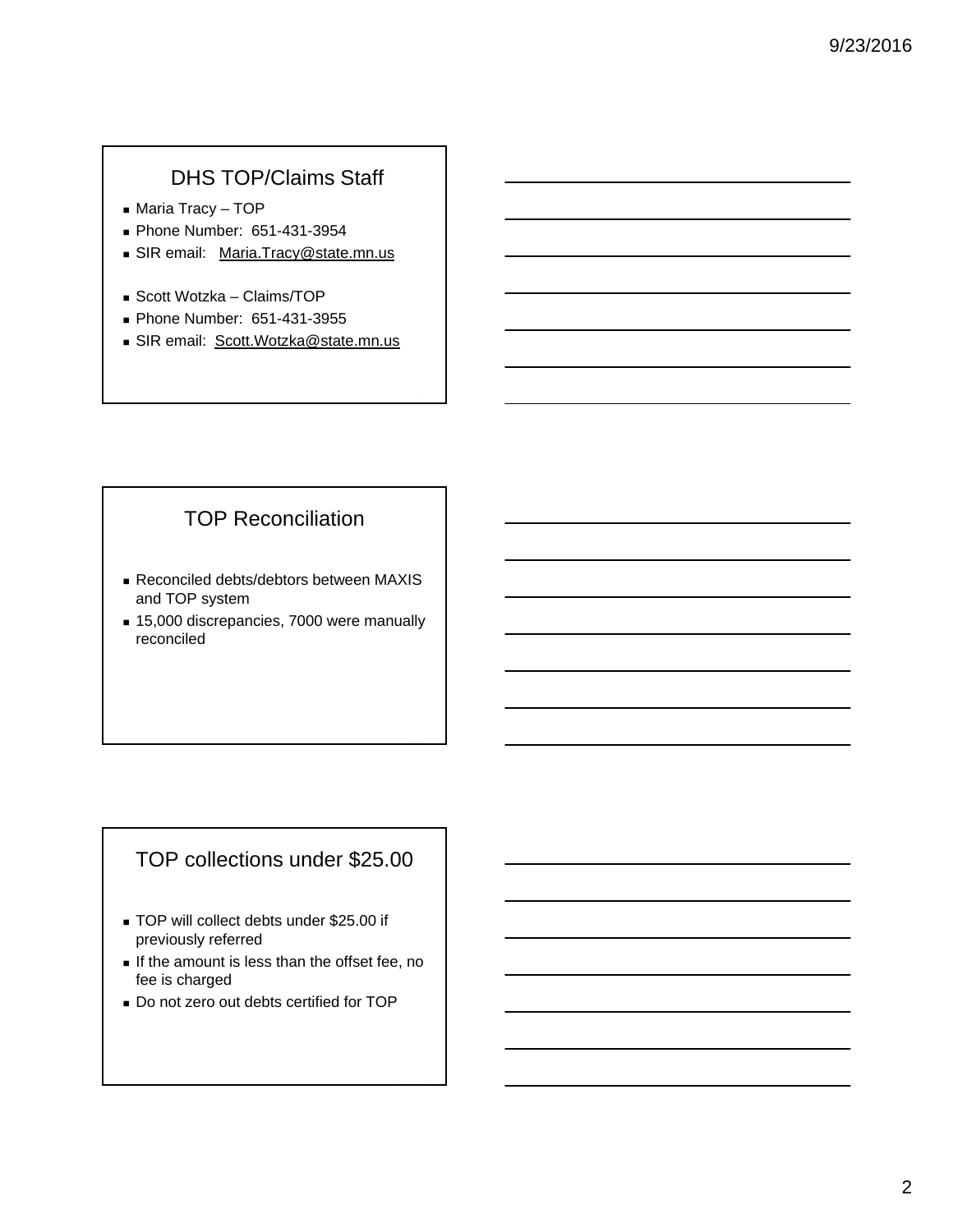## DHS TOP/Claims Staff

- Maria Tracy – TOP
- Phone Number: 651-431-3954
- SIR email: Maria.Tracy@state.mn.us

- Scott Wotzka – Claims/TOP
- Phone Number: 651-431-3955
- SIR email: Scott.Wotzka@state.mn.us

## TOP Reconciliation

- Reconciled debts/debtors between MAXIS and TOP system
- 15,000 discrepancies, 7000 were manually reconciled

## TOP collections under $25.00

- TOP will collect debts under $25.00 if previously referred
- If the amount is less than the offset fee, no fee is charged
- Do not zero out debts certified for TOP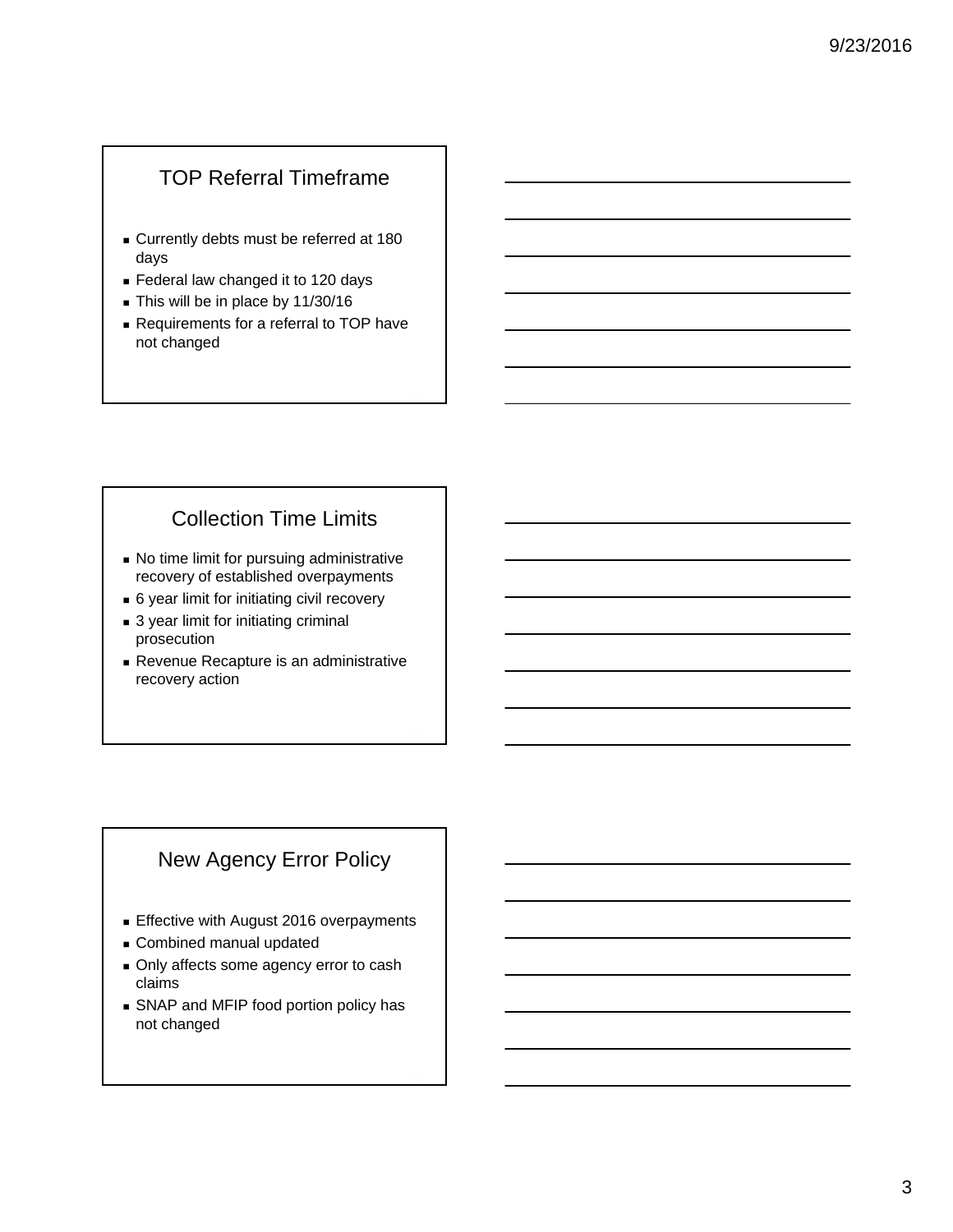## TOP Referral Timeframe

- Currently debts must be referred at 180 days
- Federal law changed it to 120 days
- This will be in place by 11/30/16
- Requirements for a referral to TOP have not changed

## Collection Time Limits

- No time limit for pursuing administrative recovery of established overpayments
- 6 year limit for initiating civil recovery
- 3 year limit for initiating criminal prosecution
- Revenue Recapture is an administrative recovery action

## New Agency Error Policy

- Effective with August 2016 overpayments
- Combined manual updated
- Only affects some agency error to cash claims
- SNAP and MFIP food portion policy has not changed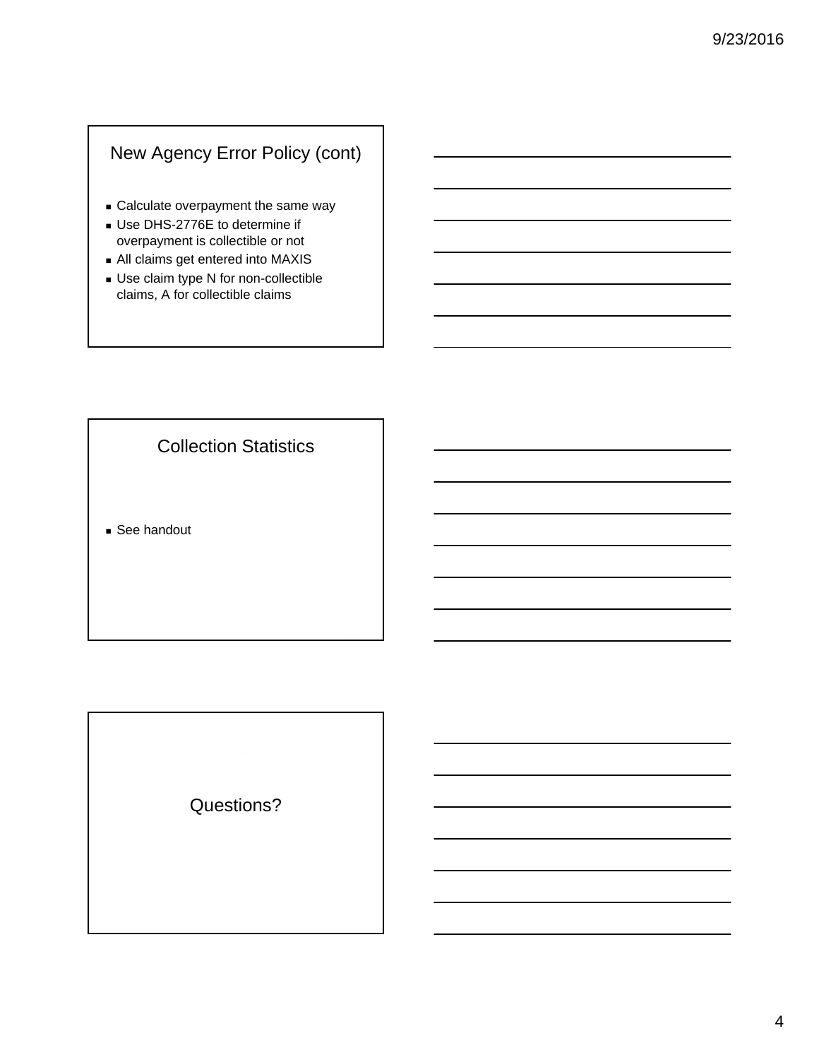## New Agency Error Policy (cont)

- Calculate overpayment the same way
- Use DHS-2776E to determine if overpayment is collectible or not
- All claims get entered into MAXIS
- Use claim type N for non-collectible claims, A for collectible claims

## Collection Statistics

- See handout

## Questions?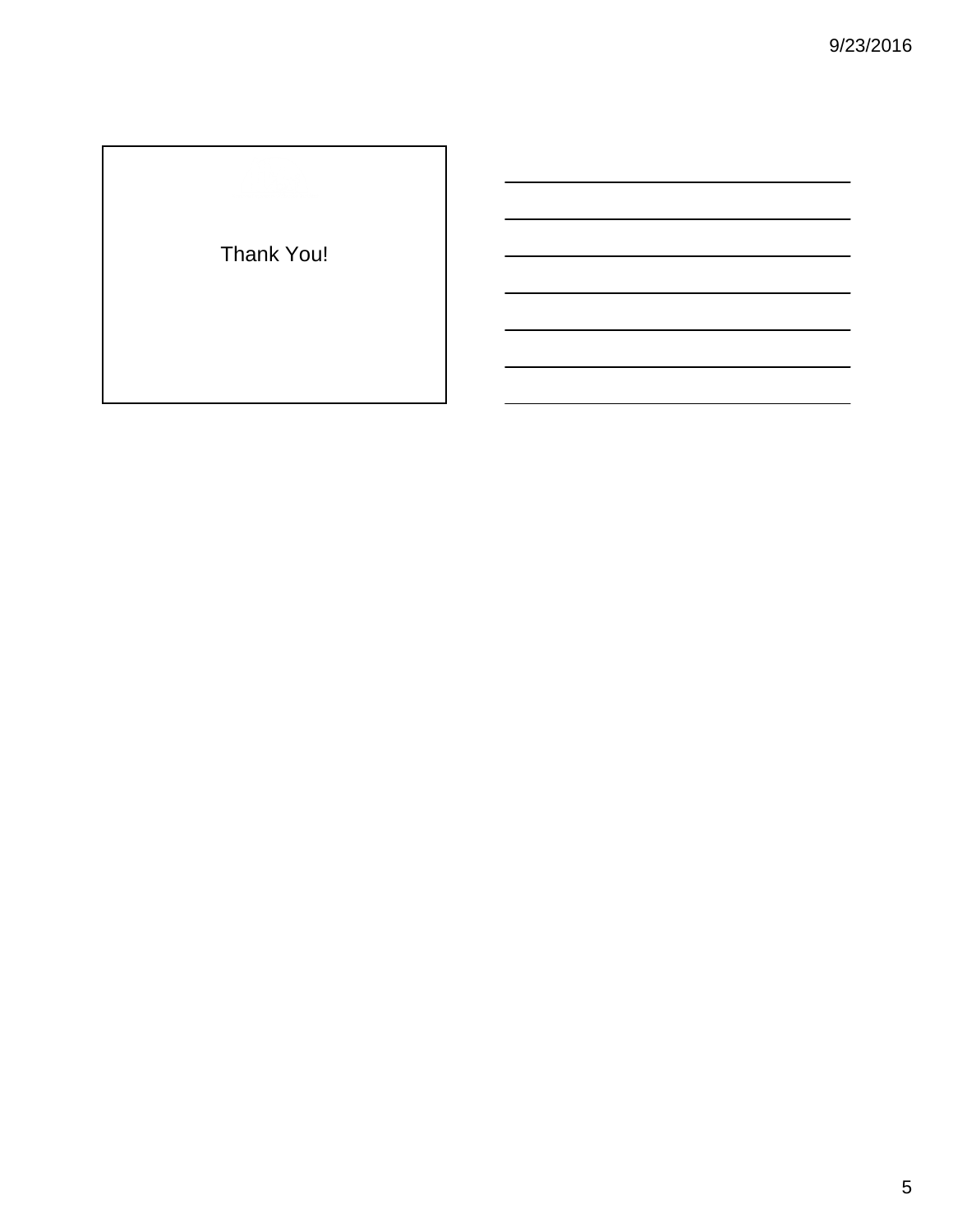Thank You!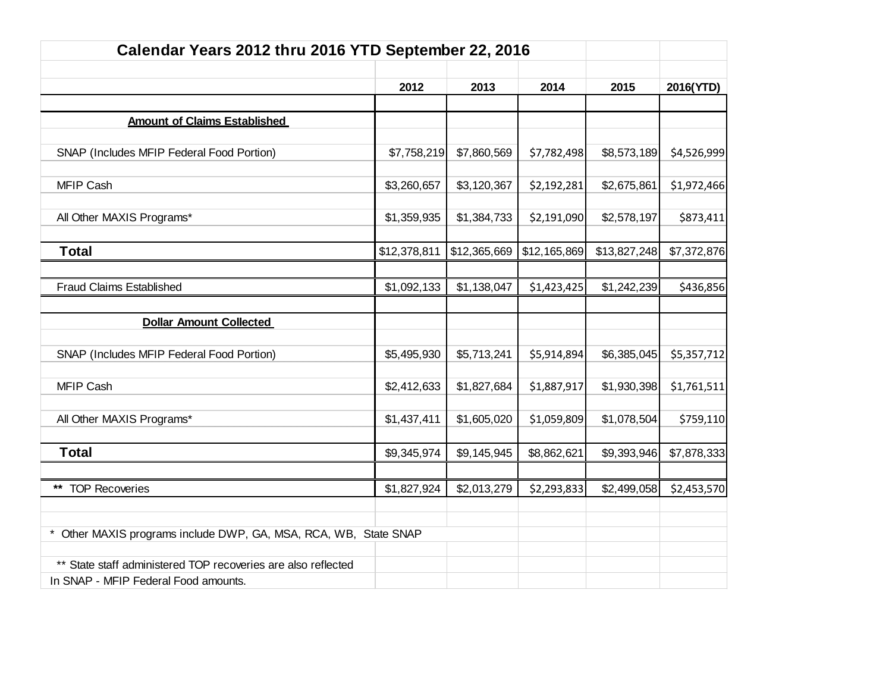| Calendar Years 2012 thru 2016 YTD September 22, 2016 | | | | | |
|---|---|---|---|---|---|
| | **2012** | **2013** | **2014** | **2015** | **2016(YTD)** |
| **Amount of Claims Established** | | | | | |
| SNAP (Includes MFIP Federal Food Portion) | $7,758,219 | $7,860,569 | $7,782,498 | $8,573,189 | $4,526,999 |
| MFIP Cash | $3,260,657 | $3,120,367 | $2,192,281 | $2,675,861 | $1,972,466 |
| All Other MAXIS Programs* | $1,359,935 | $1,384,733 | $2,191,090 | $2,578,197 | $873,411 |
| **Total** | $12,378,811 | $12,365,669 | $12,165,869 | $13,827,248 | $7,372,876 |
| Fraud Claims Established | $1,092,133 | $1,138,047 | $1,423,425 | $1,242,239 | $436,856 |
| **Dollar Amount Collected** | | | | | |
| SNAP (Includes MFIP Federal Food Portion) | $5,495,930 | $5,713,241 | $5,914,894 | $6,385,045 | $5,357,712 |
| MFIP Cash | $2,412,633 | $1,827,684 | $1,887,917 | $1,930,398 | $1,761,511 |
| All Other MAXIS Programs* | $1,437,411 | $1,605,020 | $1,059,809 | $1,078,504 | $759,110 |
| **Total** | $9,345,974 | $9,145,945 | $8,862,621 | $9,393,946 | $7,878,333 |
| ** TOP Recoveries | $1,827,924 | $2,013,279 | $2,293,833 | $2,499,058 | $2,453,570 |

* Other MAXIS programs include DWP, GA, MSA, RCA, WB, State SNAP

** State staff administered TOP recoveries are also reflected In SNAP - MFIP Federal Food amounts.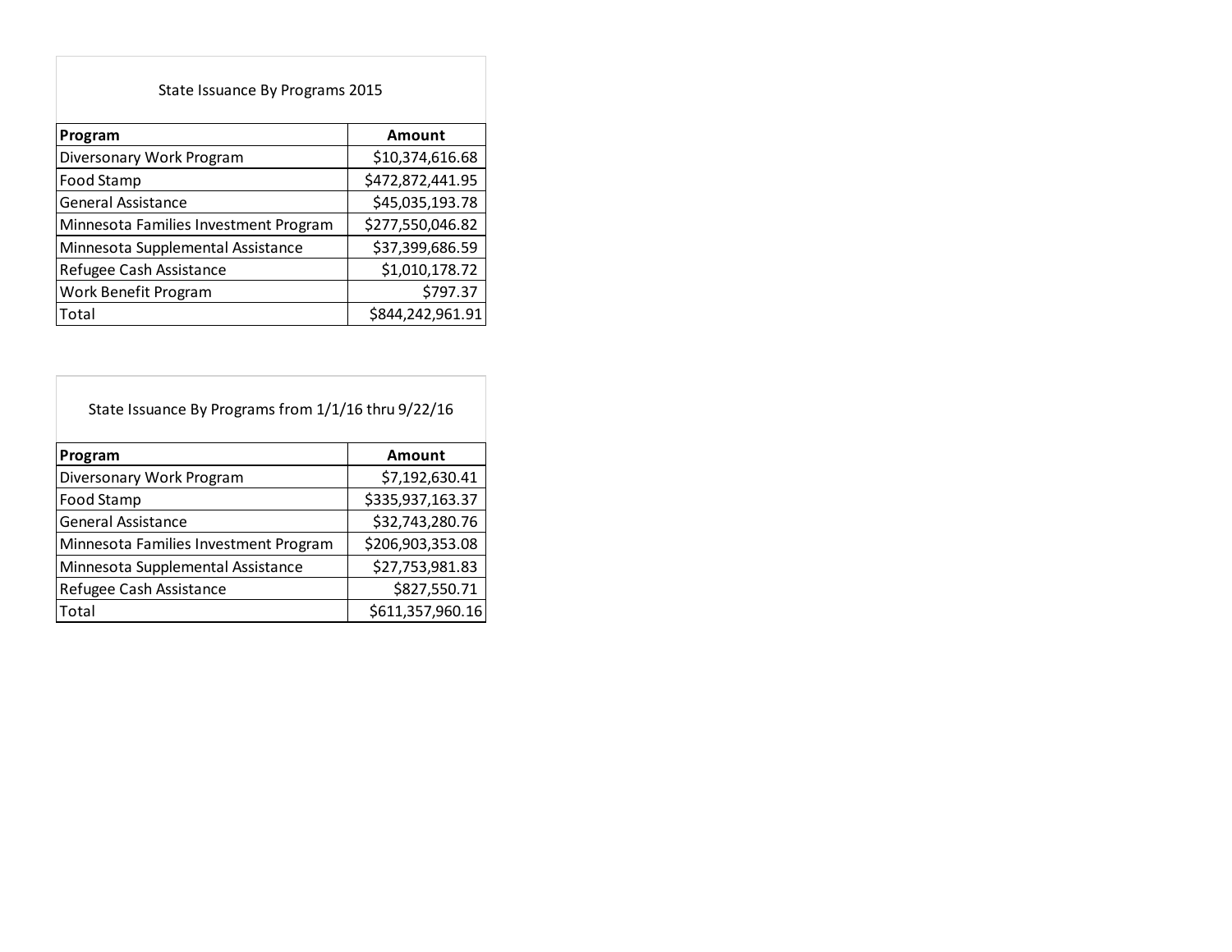State Issuance By Programs 2015

| Program | Amount |
|---|---|
| Diversonary Work Program | $10,374,616.68 |
| Food Stamp | $472,872,441.95 |
| General Assistance | $45,035,193.78 |
| Minnesota Families Investment Program | $277,550,046.82 |
| Minnesota Supplemental Assistance | $37,399,686.59 |
| Refugee Cash Assistance | $1,010,178.72 |
| Work Benefit Program | $797.37 |
| Total | $844,242,961.91 |

State Issuance By Programs from 1/1/16 thru 9/22/16

| Program | Amount |
|---|---|
| Diversonary Work Program | $7,192,630.41 |
| Food Stamp | $335,937,163.37 |
| General Assistance | $32,743,280.76 |
| Minnesota Families Investment Program | $206,903,353.08 |
| Minnesota Supplemental Assistance | $27,753,981.83 |
| Refugee Cash Assistance | $827,550.71 |
| Total | $611,357,960.16 |